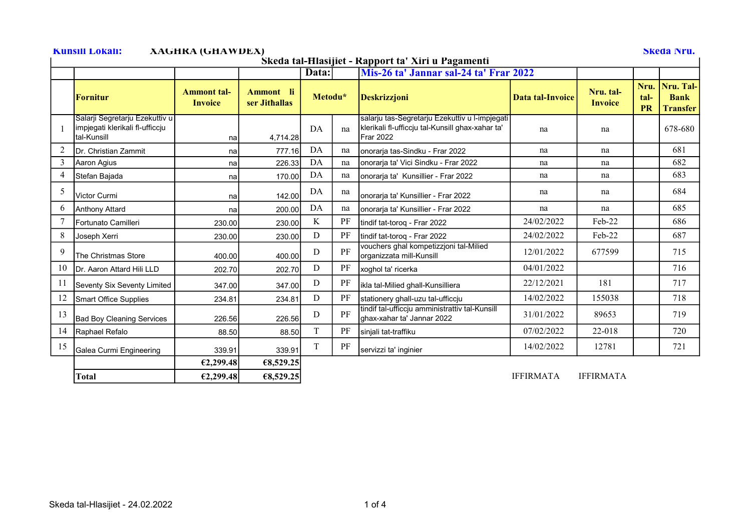**Kunsill Lokali:** **XAGHRA (GHAWDEX)** **Skeda Nru.**

## Skeda tal-Hlasijiet - Rapport ta' Xiri u Pagamenti

| | | | | **Data:** | | **Mis-26 ta' Jannar sal-24 ta' Frar 2022** | | | | |
|---|---|---|---|---|---|---|---|---|---|---|
| | **Fornitur** | **Ammont tal-Invoice** | **Ammont li ser Jithallas** | **Metodu*** | | **Deskrizzjoni** | **Data tal-Invoice** | **Nru. tal-Invoice** | **Nru. tal-PR** | **Nru. Tal-Bank Transfer** |
| 1 | Salarji Segretarju Ezekuttiv u impjegati klerikali fl-ufficcju tal-Kunsill | na | 4,714.28 | DA | na | salarju tas-Segretarju Ezekuttiv u l-impjegati klerikali fl-ufficcju tal-Kunsill ghax-xahar ta' Frar 2022 | na | na | | 678-680 |
| 2 | Dr. Christian Zammit | na | 777.16 | DA | na | onorarja tas-Sindku - Frar 2022 | na | na | | 681 |
| 3 | Aaron Agius | na | 226.33 | DA | na | onorarja ta' Vici Sindku - Frar 2022 | na | na | | 682 |
| 4 | Stefan Bajada | na | 170.00 | DA | na | onorarja ta' Kunsillier - Frar 2022 | na | na | | 683 |
| 5 | Victor Curmi | na | 142.00 | DA | na | onorarja ta' Kunsillier - Frar 2022 | na | na | | 684 |
| 6 | Anthony Attard | na | 200.00 | DA | na | onorarja ta' Kunsillier - Frar 2022 | na | na | | 685 |
| 7 | Fortunato Camilleri | 230.00 | 230.00 | K | PF | tindif tat-toroq - Frar 2022 | 24/02/2022 | Feb-22 | | 686 |
| 8 | Joseph Xerri | 230.00 | 230.00 | D | PF | tindif tat-toroq - Frar 2022 | 24/02/2022 | Feb-22 | | 687 |
| 9 | The Christmas Store | 400.00 | 400.00 | D | PF | vouchers ghal kompetizzjoni tal-Milied organizzata mill-Kunsill | 12/01/2022 | 677599 | | 715 |
| 10 | Dr. Aaron Attard Hili LLD | 202.70 | 202.70 | D | PF | xoghol ta' ricerka | 04/01/2022 | | | 716 |
| 11 | Seventy Six Seventy Limited | 347.00 | 347.00 | D | PF | ikla tal-Milied ghall-Kunsilliera | 22/12/2021 | 181 | | 717 |
| 12 | Smart Office Supplies | 234.81 | 234.81 | D | PF | stationery ghall-uzu tal-ufficcju | 14/02/2022 | 155038 | | 718 |
| 13 | Bad Boy Cleaning Services | 226.56 | 226.56 | D | PF | tindif tal-ufficcju amministrattiv tal-Kunsill ghax-xahar ta' Jannar 2022 | 31/01/2022 | 89653 | | 719 |
| 14 | Raphael Refalo | 88.50 | 88.50 | T | PF | sinjali tat-traffiku | 07/02/2022 | 22-018 | | 720 |
| 15 | Galea Curmi Engineering | 339.91 | 339.91 | T | PF | servizzi ta' inginier | 14/02/2022 | 12781 | | 721 |
| | | €2,299.48 | €8,529.25 | | | | | | | |
| | **Total** | **€2,299.48** | **€8,529.25** | | | | | | | |

IFFIRMATA IFFIRMATA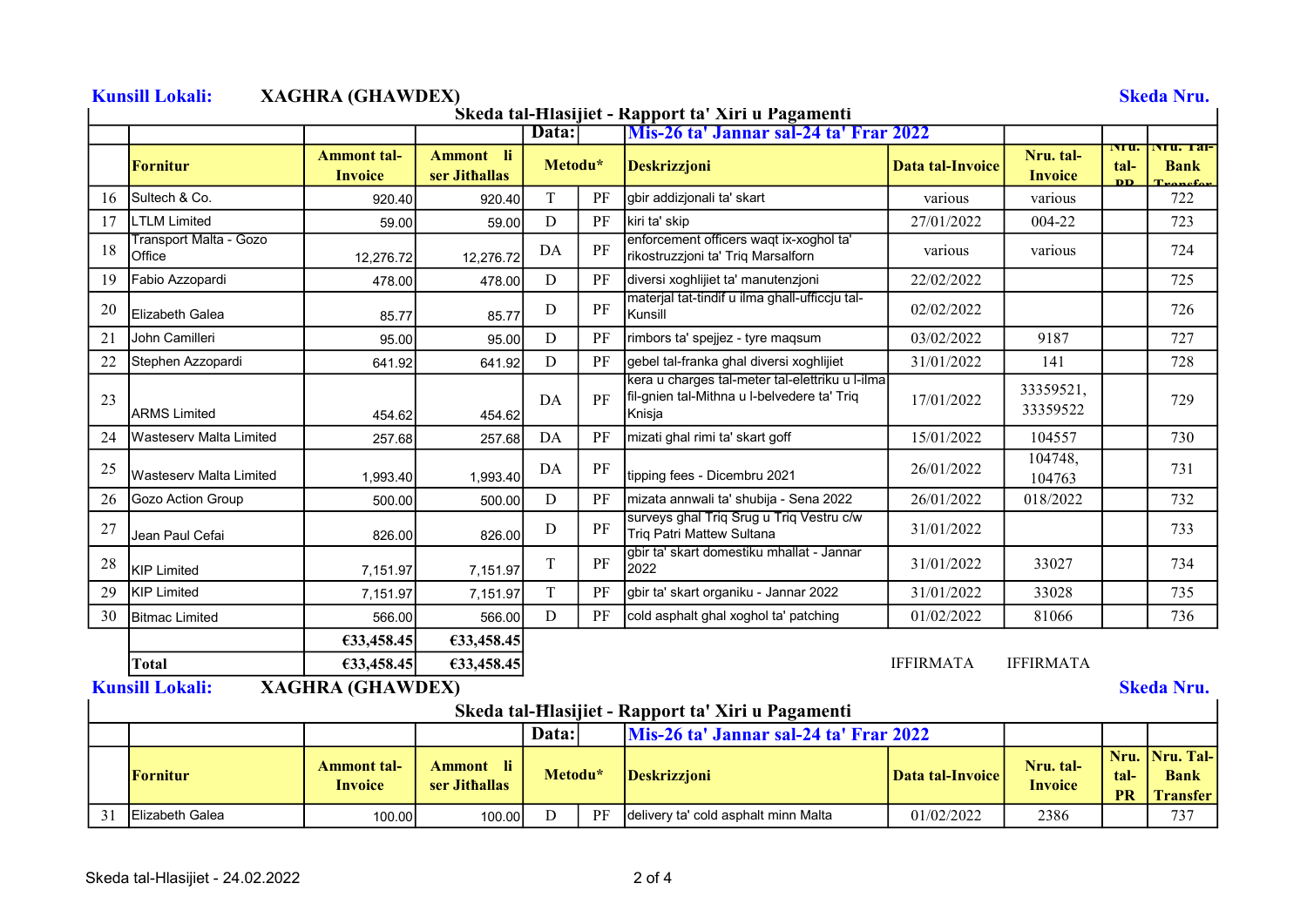**Kunsill Lokali:** **XAGHRA (GHAWDEX)** **Skeda Nru.**

## Skeda tal-Ħlasijiet - Rapport ta' Xiri u Pagamenti

| | | | | Data: | | Mis-26 ta' Jannar sal-24 ta' Frar 2022 | | | | |
|---|---|---|---|---|---|---|---|---|---|---|
| | **Fornitur** | **Ammont tal-Invoice** | **Ammont li ser Jithallas** | **Metodu*** | | **Deskrizzjoni** | **Data tal-Invoice** | **Nru. tal-Invoice** | **Nru. tal-PR** | **Nru. Tal-Bank Transfer** |
| 16 | Sultech & Co. | 920.40 | 920.40 | T | PF | gbir addizjonali ta' skart | various | various | | 722 |
| 17 | LTLM Limited | 59.00 | 59.00 | D | PF | kiri ta' skip | 27/01/2022 | 004-22 | | 723 |
| 18 | Transport Malta - Gozo Office | 12,276.72 | 12,276.72 | DA | PF | enforcement officers waqt ix-xoghol ta' rikostruzzjoni ta' Triq Marsalforn | various | various | | 724 |
| 19 | Fabio Azzopardi | 478.00 | 478.00 | D | PF | diversi xoghlijiet ta' manutenzjoni | 22/02/2022 | | | 725 |
| 20 | Elizabeth Galea | 85.77 | 85.77 | D | PF | materjal tat-tindif u ilma ghall-ufficcju tal-Kunsill | 02/02/2022 | | | 726 |
| 21 | John Camilleri | 95.00 | 95.00 | D | PF | rimbors ta' spejjez - tyre maqsum | 03/02/2022 | 9187 | | 727 |
| 22 | Stephen Azzopardi | 641.92 | 641.92 | D | PF | gebel tal-franka ghal diversi xoghlijiet | 31/01/2022 | 141 | | 728 |
| 23 | ARMS Limited | 454.62 | 454.62 | DA | PF | kera u charges tal-meter tal-elettriku u l-ilma fil-gnien tal-Mithna u l-belvedere ta' Triq Knisja | 17/01/2022 | 33359521, 33359522 | | 729 |
| 24 | Wasteserv Malta Limited | 257.68 | 257.68 | DA | PF | mizati ghal rimi ta' skart goff | 15/01/2022 | 104557 | | 730 |
| 25 | Wasteserv Malta Limited | 1,993.40 | 1,993.40 | DA | PF | tipping fees - Dicembru 2021 | 26/01/2022 | 104748, 104763 | | 731 |
| 26 | Gozo Action Group | 500.00 | 500.00 | D | PF | mizata annwali ta' shubija - Sena 2022 | 26/01/2022 | 018/2022 | | 732 |
| 27 | Jean Paul Cefai | 826.00 | 826.00 | D | PF | surveys ghal Triq Srug u Triq Vestru c/w Triq Patri Mattew Sultana | 31/01/2022 | | | 733 |
| 28 | KIP Limited | 7,151.97 | 7,151.97 | T | PF | gbir ta' skart domestiku mhallat - Jannar 2022 | 31/01/2022 | 33027 | | 734 |
| 29 | KIP Limited | 7,151.97 | 7,151.97 | T | PF | gbir ta' skart organiku - Jannar 2022 | 31/01/2022 | 33028 | | 735 |
| 30 | Bitmac Limited | 566.00 | 566.00 | D | PF | cold asphalt ghal xoghol ta' patching | 01/02/2022 | 81066 | | 736 |
| | | €33,458.45 | €33,458.45 | | | | | | | |
| | **Total** | €33,458.45 | €33,458.45 | | | | | | | |

IFFIRMATA IFFIRMATA

**Kunsill Lokali:** **XAGHRA (GHAWDEX)** **Skeda Nru.**

## Skeda tal-Ħlasijiet - Rapport ta' Xiri u Pagamenti

| | | | | Data: | | Mis-26 ta' Jannar sal-24 ta' Frar 2022 | | | | |
|---|---|---|---|---|---|---|---|---|---|---|
| | **Fornitur** | **Ammont tal-Invoice** | **Ammont li ser Jithallas** | **Metodu*** | | **Deskrizzjoni** | **Data tal-Invoice** | **Nru. tal-Invoice** | **Nru. tal-PR** | **Nru. Tal-Bank Transfer** |
| 31 | Elizabeth Galea | 100.00 | 100.00 | D | PF | delivery ta' cold asphalt minn Malta | 01/02/2022 | 2386 | | 737 |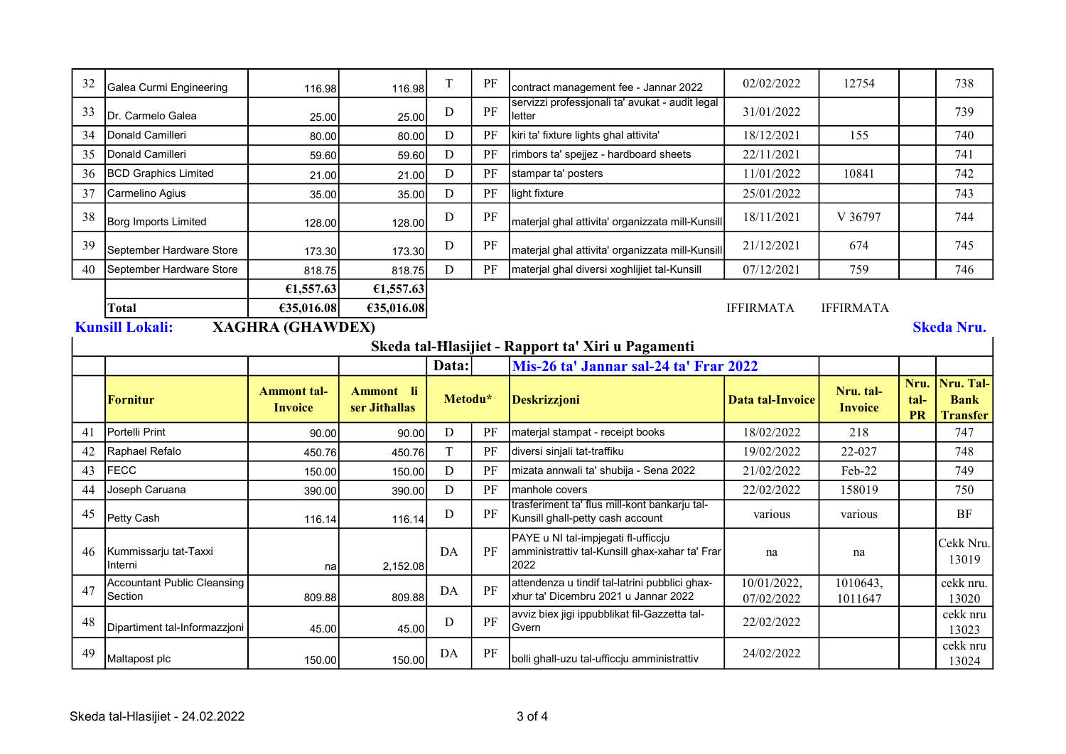| | | | | | | | | | | |
|---|---|---|---|---|---|---|---|---|---|---|
| 32 | Galea Curmi Engineering | 116.98 | 116.98 | T | PF | contract management fee - Jannar 2022 | 02/02/2022 | 12754 | | 738 |
| 33 | Dr. Carmelo Galea | 25.00 | 25.00 | D | PF | servizzi professjonali ta' avukat - audit legal letter | 31/01/2022 | | | 739 |
| 34 | Donald Camilleri | 80.00 | 80.00 | D | PF | kiri ta' fixture lights ghal attivita' | 18/12/2021 | 155 | | 740 |
| 35 | Donald Camilleri | 59.60 | 59.60 | D | PF | rimbors ta' spejjez - hardboard sheets | 22/11/2021 | | | 741 |
| 36 | BCD Graphics Limited | 21.00 | 21.00 | D | PF | stampar ta' posters | 11/01/2022 | 10841 | | 742 |
| 37 | Carmelino Agius | 35.00 | 35.00 | D | PF | light fixture | 25/01/2022 | | | 743 |
| 38 | Borg Imports Limited | 128.00 | 128.00 | D | PF | materjal ghal attivita' organizzata mill-Kunsill | 18/11/2021 | V 36797 | | 744 |
| 39 | September Hardware Store | 173.30 | 173.30 | D | PF | materjal ghal attivita' organizzata mill-Kunsill | 21/12/2021 | 674 | | 745 |
| 40 | September Hardware Store | 818.75 | 818.75 | D | PF | materjal ghal diversi xoghlijiet tal-Kunsill | 07/12/2021 | 759 | | 746 |
| | | **€1,557.63** | **€1,557.63** | | | | | | | |
| | **Total** | **€35,016.08** | **€35,016.08** | | | | IFFIRMATA | IFFIRMATA | | |

**Kunsill Lokali:** **XAGHRA (GHAWDEX)** **Skeda Nru.**

**Skeda tal-Ħlasijiet - Rapport ta' Xiri u Pagamenti**

| | | | | **Data:** | | **Mis-26 ta' Jannar sal-24 ta' Frar 2022** | | | | |
|---|---|---|---|---|---|---|---|---|---|---|
| | **Fornitur** | **Ammont tal-Invoice** | **Ammont li ser Jithallas** | **Metodu*** | | **Deskrizzjoni** | **Data tal-Invoice** | **Nru. tal-Invoice** | **Nru. tal-PR** | **Nru. Tal-Bank Transfer** |
| 41 | Portelli Print | 90.00 | 90.00 | D | PF | materjal stampat - receipt books | 18/02/2022 | 218 | | 747 |
| 42 | Raphael Refalo | 450.76 | 450.76 | T | PF | diversi sinjali tat-traffiku | 19/02/2022 | 22-027 | | 748 |
| 43 | FECC | 150.00 | 150.00 | D | PF | mizata annwali ta' shubija - Sena 2022 | 21/02/2022 | Feb-22 | | 749 |
| 44 | Joseph Caruana | 390.00 | 390.00 | D | PF | manhole covers | 22/02/2022 | 158019 | | 750 |
| 45 | Petty Cash | 116.14 | 116.14 | D | PF | trasferiment ta' flus mill-kont bankarju tal-Kunsill ghall-petty cash account | various | various | | BF |
| 46 | Kummissarju tat-Taxxi Interni | na | 2,152.08 | DA | PF | PAYE u NI tal-impjegati fl-ufficcju amministrattiv tal-Kunsill ghax-xahar ta' Frar 2022 | na | na | | Cekk Nru. 13019 |
| 47 | Accountant Public Cleansing Section | 809.88 | 809.88 | DA | PF | attendenza u tindif tal-latrini pubblici ghax-xhur ta' Dicembru 2021 u Jannar 2022 | 10/01/2022, 07/02/2022 | 1010643, 1011647 | | cekk nru. 13020 |
| 48 | Dipartiment tal-Informazzjoni | 45.00 | 45.00 | D | PF | avviz biex jigi ippubblikat fil-Gazzetta tal-Gvern | 22/02/2022 | | | cekk nru 13023 |
| 49 | Maltapost plc | 150.00 | 150.00 | DA | PF | bolli ghall-uzu tal-ufficcju amministrattiv | 24/02/2022 | | | cekk nru 13024 |

Skeda tal-Hlasijiet - 24.02.2022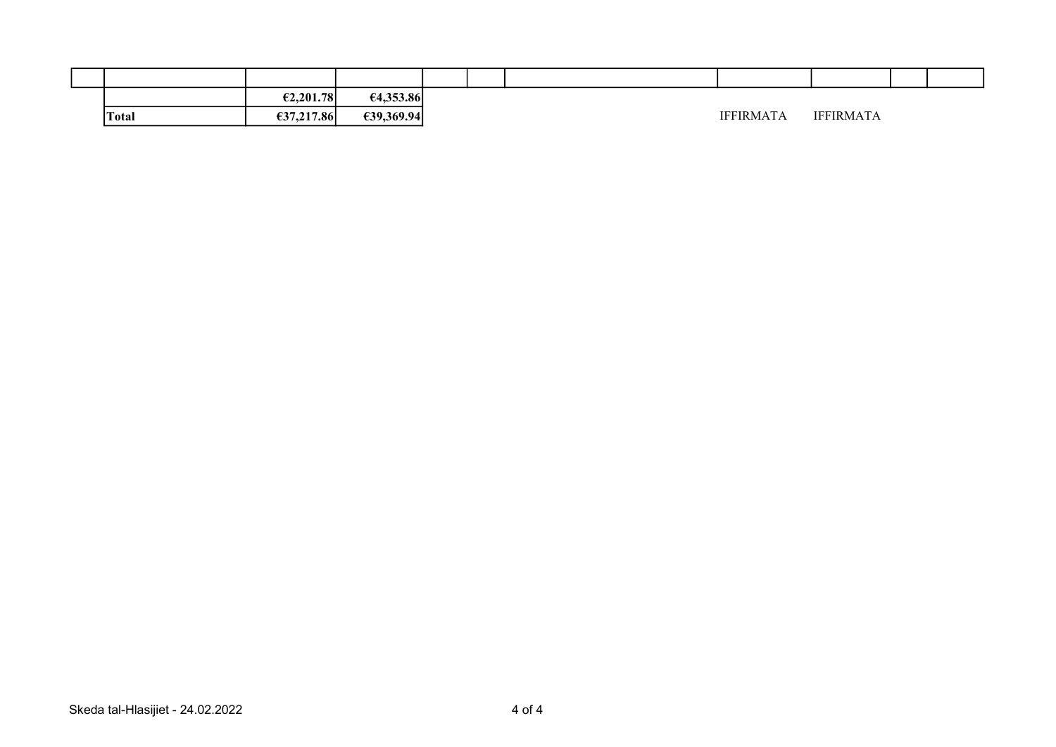| | | | | | | | | | | | |
|---|---|---|---|---|---|---|---|---|---|---|---|
| | | | | | | | | | | | |
| | | **€2,201.78** | **€4,353.86** | | | | | | | | |
| | **Total** | **€37,217.86** | **€39,369.94** | | | | | IFFIRMATA | IFFIRMATA | | |

Skeda tal-Hlasijiet - 24.02.2022